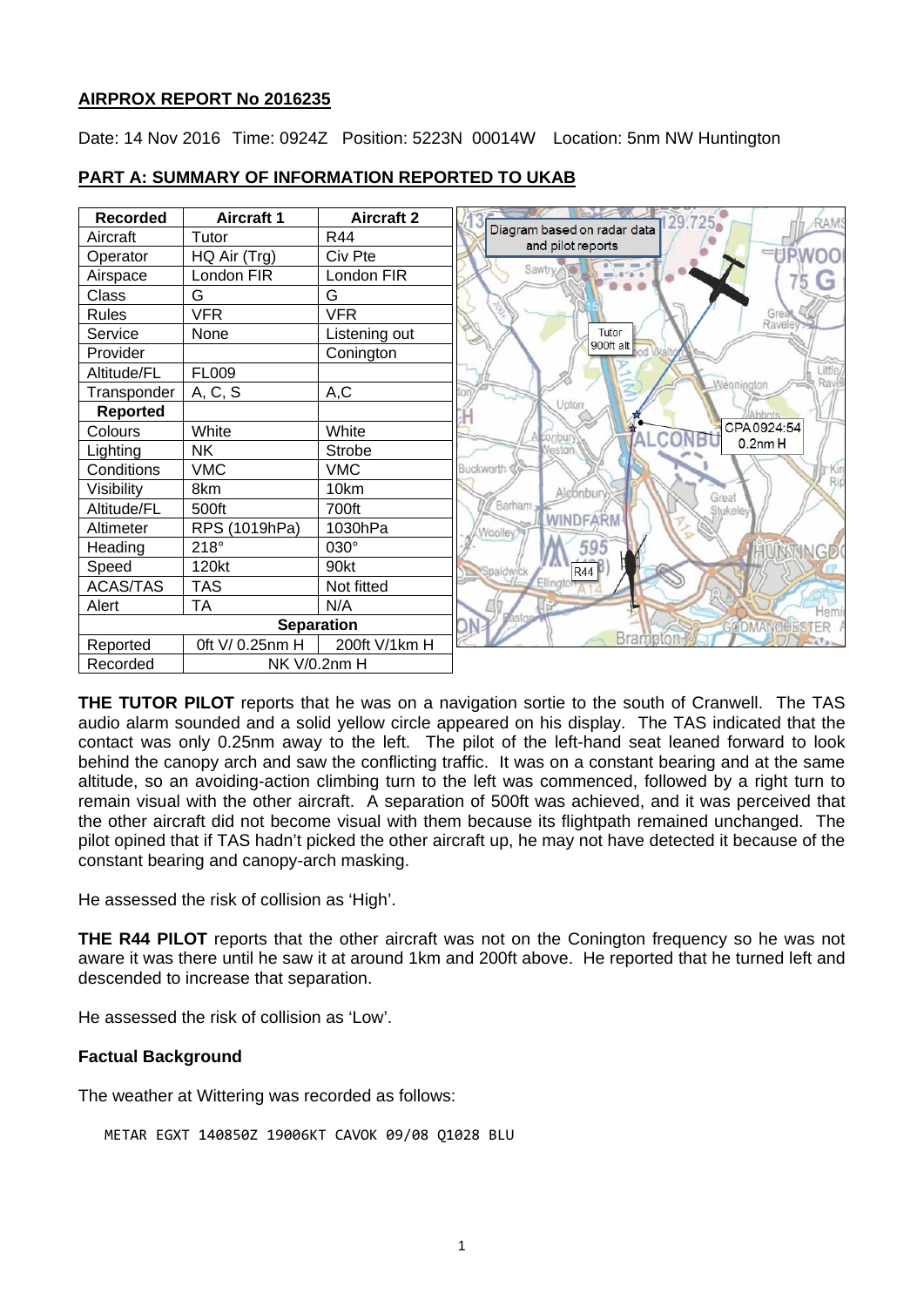**AIRPROX REPORT No 2016235**

Date: 14 Nov 2016 Time: 0924Z Position: 5223N 00014W Location: 5nm NW Huntington

**PART A: SUMMARY OF INFORMATION REPORTED TO UKAB**

| Recorded | Aircraft 1 | Aircraft 2 |
|---|---|---|
| Aircraft | Tutor | R44 |
| Operator | HQ Air (Trg) | Civ Pte |
| Airspace | London FIR | London FIR |
| Class | G | G |
| Rules | VFR | VFR |
| Service | None | Listening out |
| Provider | | Conington |
| Altitude/FL | FL009 | |
| Transponder | A, C, S | A,C |
| **Reported** | | |
| Colours | White | White |
| Lighting | NK | Strobe |
| Conditions | VMC | VMC |
| Visibility | 8km | 10km |
| Altitude/FL | 500ft | 700ft |
| Altimeter | RPS (1019hPa) | 1030hPa |
| Heading | 218° | 030° |
| Speed | 120kt | 90kt |
| ACAS/TAS | TAS | Not fitted |
| Alert | TA | N/A |
| **Separation** | | |
| Reported | 0ft V/ 0.25nm H | 200ft V/1km H |
| Recorded | NK V/0.2nm H | |

Diagram based on radar data and pilot reports

**THE TUTOR PILOT** reports that he was on a navigation sortie to the south of Cranwell. The TAS audio alarm sounded and a solid yellow circle appeared on his display. The TAS indicated that the contact was only 0.25nm away to the left. The pilot of the left-hand seat leaned forward to look behind the canopy arch and saw the conflicting traffic. It was on a constant bearing and at the same altitude, so an avoiding-action climbing turn to the left was commenced, followed by a right turn to remain visual with the other aircraft. A separation of 500ft was achieved, and it was perceived that the other aircraft did not become visual with them because its flightpath remained unchanged. The pilot opined that if TAS hadn't picked the other aircraft up, he may not have detected it because of the constant bearing and canopy-arch masking.

He assessed the risk of collision as 'High'.

**THE R44 PILOT** reports that the other aircraft was not on the Conington frequency so he was not aware it was there until he saw it at around 1km and 200ft above. He reported that he turned left and descended to increase that separation.

He assessed the risk of collision as 'Low'.

**Factual Background**

The weather at Wittering was recorded as follows:

```
METAR EGXT 140850Z 19006KT CAVOK 09/08 Q1028 BLU
```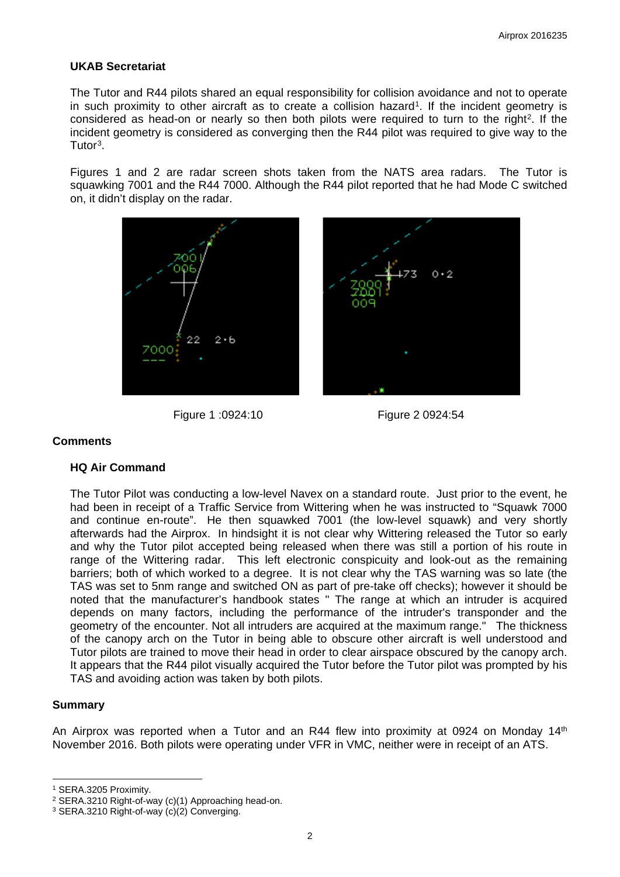### UKAB Secretariat

The Tutor and R44 pilots shared an equal responsibility for collision avoidance and not to operate in such proximity to other aircraft as to create a collision hazard[1]. If the incident geometry is considered as head-on or nearly so then both pilots were required to turn to the right[2]. If the incident geometry is considered as converging then the R44 pilot was required to give way to the Tutor[3].

Figures 1 and 2 are radar screen shots taken from the NATS area radars. The Tutor is squawking 7001 and the R44 7000. Although the R44 pilot reported that he had Mode C switched on, it didn't display on the radar.

Figure 1 :0924:10

Figure 2 0924:54

## Comments

### HQ Air Command

The Tutor Pilot was conducting a low-level Navex on a standard route. Just prior to the event, he had been in receipt of a Traffic Service from Wittering when he was instructed to "Squawk 7000 and continue en-route". He then squawked 7001 (the low-level squawk) and very shortly afterwards had the Airprox. In hindsight it is not clear why Wittering released the Tutor so early and why the Tutor pilot accepted being released when there was still a portion of his route in range of the Wittering radar. This left electronic conspicuity and look-out as the remaining barriers; both of which worked to a degree. It is not clear why the TAS warning was so late (the TAS was set to 5nm range and switched ON as part of pre-take off checks); however it should be noted that the manufacturer's handbook states " The range at which an intruder is acquired depends on many factors, including the performance of the intruder's transponder and the geometry of the encounter. Not all intruders are acquired at the maximum range." The thickness of the canopy arch on the Tutor in being able to obscure other aircraft is well understood and Tutor pilots are trained to move their head in order to clear airspace obscured by the canopy arch. It appears that the R44 pilot visually acquired the Tutor before the Tutor pilot was prompted by his TAS and avoiding action was taken by both pilots.

## Summary

An Airprox was reported when a Tutor and an R44 flew into proximity at 0924 on Monday 14th November 2016. Both pilots were operating under VFR in VMC, neither were in receipt of an ATS.

---

[1] SERA.3205 Proximity.

[2] SERA.3210 Right-of-way (c)(1) Approaching head-on.

[3] SERA.3210 Right-of-way (c)(2) Converging.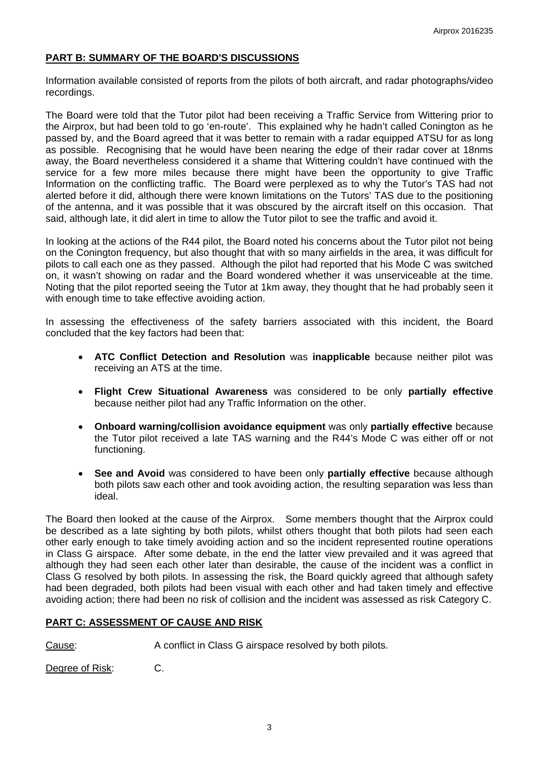## PART B: SUMMARY OF THE BOARD'S DISCUSSIONS

Information available consisted of reports from the pilots of both aircraft, and radar photographs/video recordings.

The Board were told that the Tutor pilot had been receiving a Traffic Service from Wittering prior to the Airprox, but had been told to go 'en-route'. This explained why he hadn't called Conington as he passed by, and the Board agreed that it was better to remain with a radar equipped ATSU for as long as possible. Recognising that he would have been nearing the edge of their radar cover at 18nms away, the Board nevertheless considered it a shame that Wittering couldn't have continued with the service for a few more miles because there might have been the opportunity to give Traffic Information on the conflicting traffic. The Board were perplexed as to why the Tutor's TAS had not alerted before it did, although there were known limitations on the Tutors' TAS due to the positioning of the antenna, and it was possible that it was obscured by the aircraft itself on this occasion. That said, although late, it did alert in time to allow the Tutor pilot to see the traffic and avoid it.

In looking at the actions of the R44 pilot, the Board noted his concerns about the Tutor pilot not being on the Conington frequency, but also thought that with so many airfields in the area, it was difficult for pilots to call each one as they passed. Although the pilot had reported that his Mode C was switched on, it wasn't showing on radar and the Board wondered whether it was unserviceable at the time. Noting that the pilot reported seeing the Tutor at 1km away, they thought that he had probably seen it with enough time to take effective avoiding action.

In assessing the effectiveness of the safety barriers associated with this incident, the Board concluded that the key factors had been that:

- **ATC Conflict Detection and Resolution** was **inapplicable** because neither pilot was receiving an ATS at the time.
- **Flight Crew Situational Awareness** was considered to be only **partially effective** because neither pilot had any Traffic Information on the other.
- **Onboard warning/collision avoidance equipment** was only **partially effective** because the Tutor pilot received a late TAS warning and the R44's Mode C was either off or not functioning.
- **See and Avoid** was considered to have been only **partially effective** because although both pilots saw each other and took avoiding action, the resulting separation was less than ideal.

The Board then looked at the cause of the Airprox. Some members thought that the Airprox could be described as a late sighting by both pilots, whilst others thought that both pilots had seen each other early enough to take timely avoiding action and so the incident represented routine operations in Class G airspace. After some debate, in the end the latter view prevailed and it was agreed that although they had seen each other later than desirable, the cause of the incident was a conflict in Class G resolved by both pilots. In assessing the risk, the Board quickly agreed that although safety had been degraded, both pilots had been visual with each other and had taken timely and effective avoiding action; there had been no risk of collision and the incident was assessed as risk Category C.

## PART C: ASSESSMENT OF CAUSE AND RISK

Cause: A conflict in Class G airspace resolved by both pilots.

Degree of Risk: C.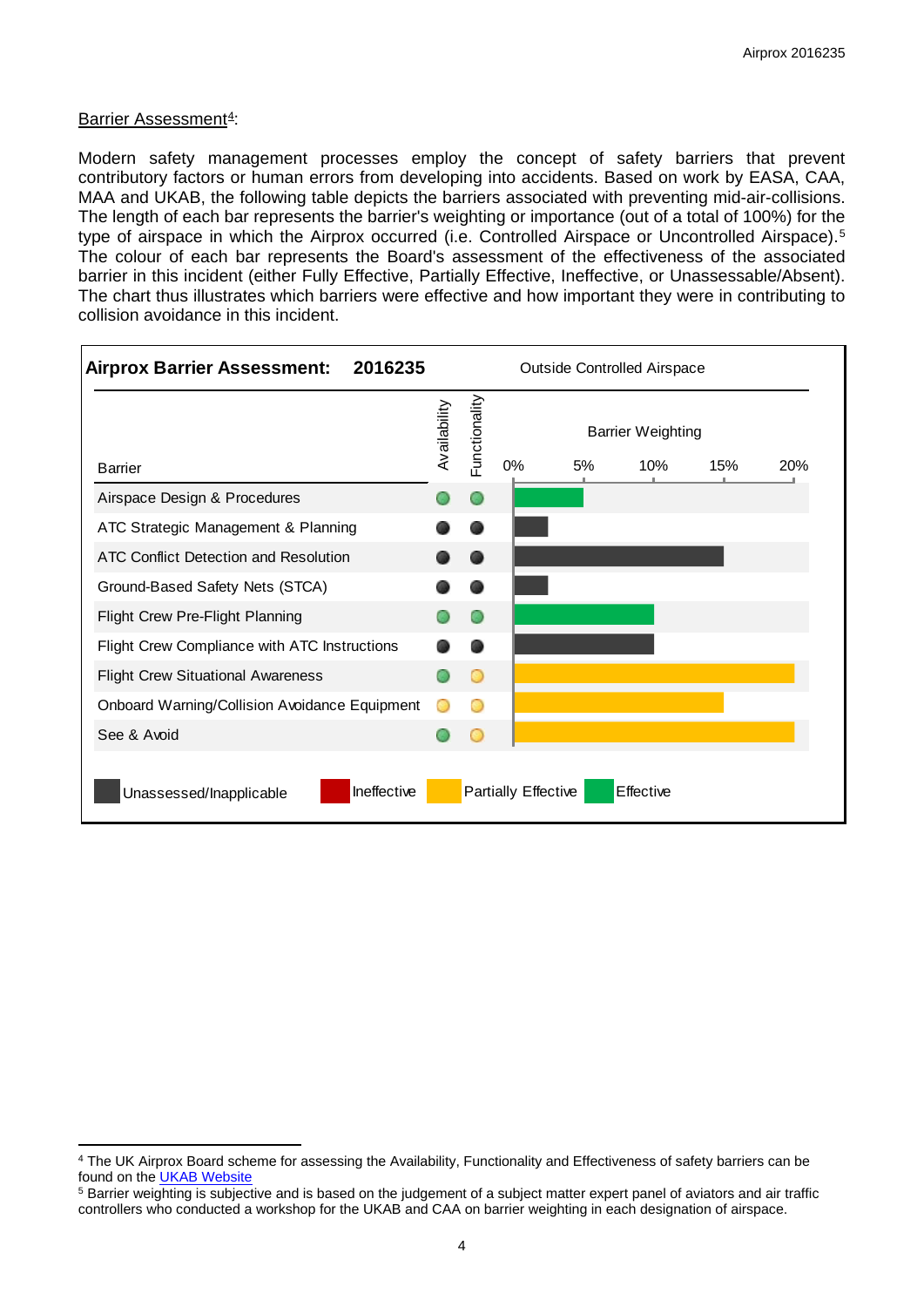Barrier Assessment[4]:

Modern safety management processes employ the concept of safety barriers that prevent contributory factors or human errors from developing into accidents. Based on work by EASA, CAA, MAA and UKAB, the following table depicts the barriers associated with preventing mid-air-collisions. The length of each bar represents the barrier's weighting or importance (out of a total of 100%) for the type of airspace in which the Airprox occurred (i.e. Controlled Airspace or Uncontrolled Airspace).[5] The colour of each bar represents the Board's assessment of the effectiveness of the associated barrier in this incident (either Fully Effective, Partially Effective, Ineffective, or Unassessable/Absent). The chart thus illustrates which barriers were effective and how important they were in contributing to collision avoidance in this incident.

**Airprox Barrier Assessment: 2016235**

Outside Controlled Airspace

Barrier

Availability

Functionality

Barrier Weighting

0% 5% 10% 15% 20%

Airspace Design & Procedures

ATC Strategic Management & Planning

ATC Conflict Detection and Resolution

Ground-Based Safety Nets (STCA)

Flight Crew Pre-Flight Planning

Flight Crew Compliance with ATC Instructions

Flight Crew Situational Awareness

Onboard Warning/Collision Avoidance Equipment

See & Avoid

Unassessed/Inapplicable  Ineffective  Partially Effective  Effective

---

[4] The UK Airprox Board scheme for assessing the Availability, Functionality and Effectiveness of safety barriers can be found on the UKAB Website

[5] Barrier weighting is subjective and is based on the judgement of a subject matter expert panel of aviators and air traffic controllers who conducted a workshop for the UKAB and CAA on barrier weighting in each designation of airspace.